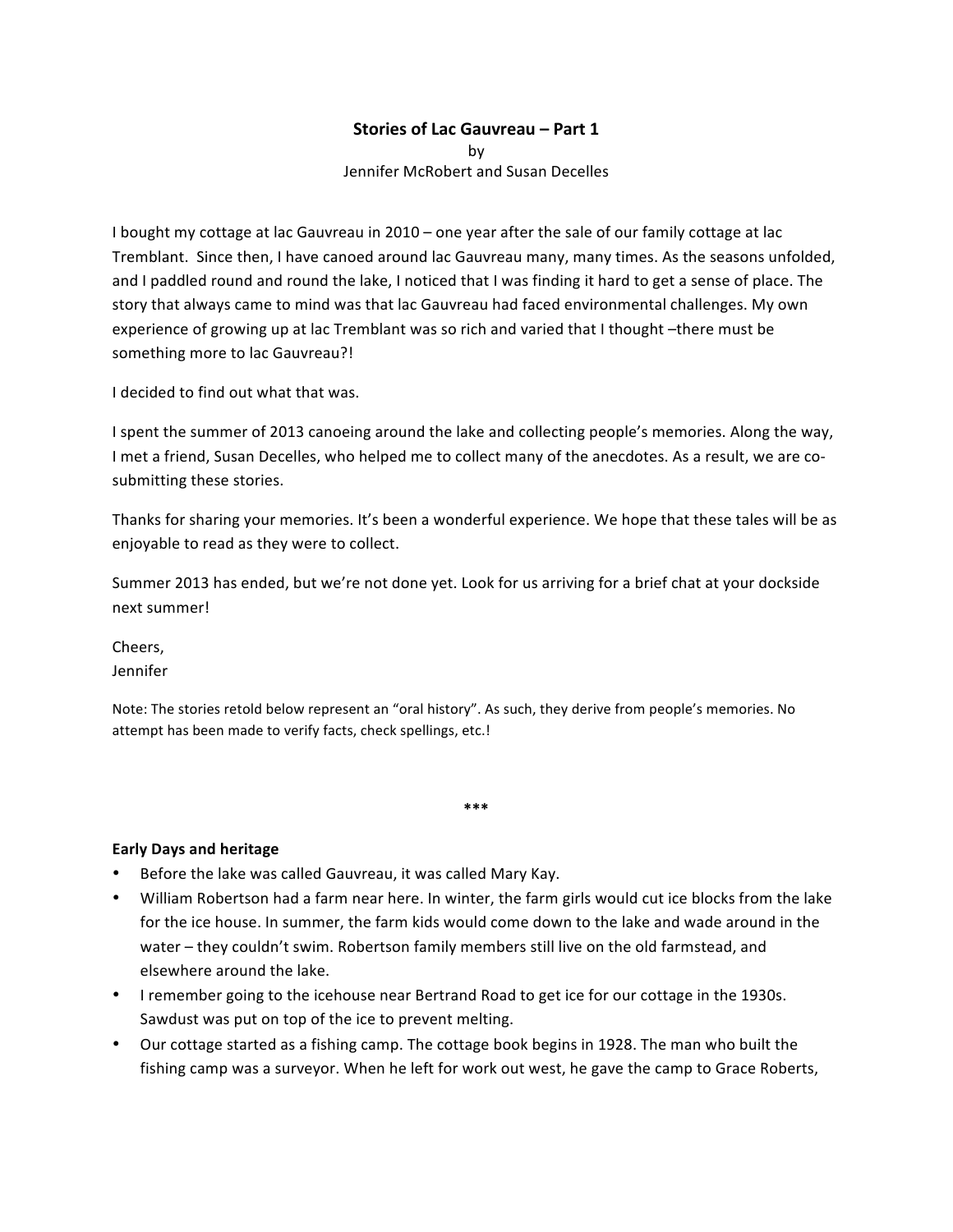# Stories of Lac Gauvreau – Part 1

by

Jennifer McRobert and Susan Decelles

I bought my cottage at lac Gauvreau in 2010 – one year after the sale of our family cottage at lac Tremblant. Since then, I have canoed around lac Gauvreau many, many times. As the seasons unfolded, and I paddled round and round the lake, I noticed that I was finding it hard to get a sense of place. The story that always came to mind was that lac Gauvreau had faced environmental challenges. My own experience of growing up at lac Tremblant was so rich and varied that I thought –there must be something more to lac Gauvreau?!

I decided to find out what that was.

I spent the summer of 2013 canoeing around the lake and collecting people's memories. Along the way, I met a friend, Susan Decelles, who helped me to collect many of the anecdotes. As a result, we are co-submitting these stories.

Thanks for sharing your memories. It's been a wonderful experience. We hope that these tales will be as enjoyable to read as they were to collect.

Summer 2013 has ended, but we're not done yet. Look for us arriving for a brief chat at your dockside next summer!

Cheers,
Jennifer

Note: The stories retold below represent an "oral history". As such, they derive from people's memories. No attempt has been made to verify facts, check spellings, etc.!

***

**Early Days and heritage**

- Before the lake was called Gauvreau, it was called Mary Kay.
- William Robertson had a farm near here. In winter, the farm girls would cut ice blocks from the lake for the ice house. In summer, the farm kids would come down to the lake and wade around in the water – they couldn't swim. Robertson family members still live on the old farmstead, and elsewhere around the lake.
- I remember going to the icehouse near Bertrand Road to get ice for our cottage in the 1930s. Sawdust was put on top of the ice to prevent melting.
- Our cottage started as a fishing camp. The cottage book begins in 1928. The man who built the fishing camp was a surveyor. When he left for work out west, he gave the camp to Grace Roberts,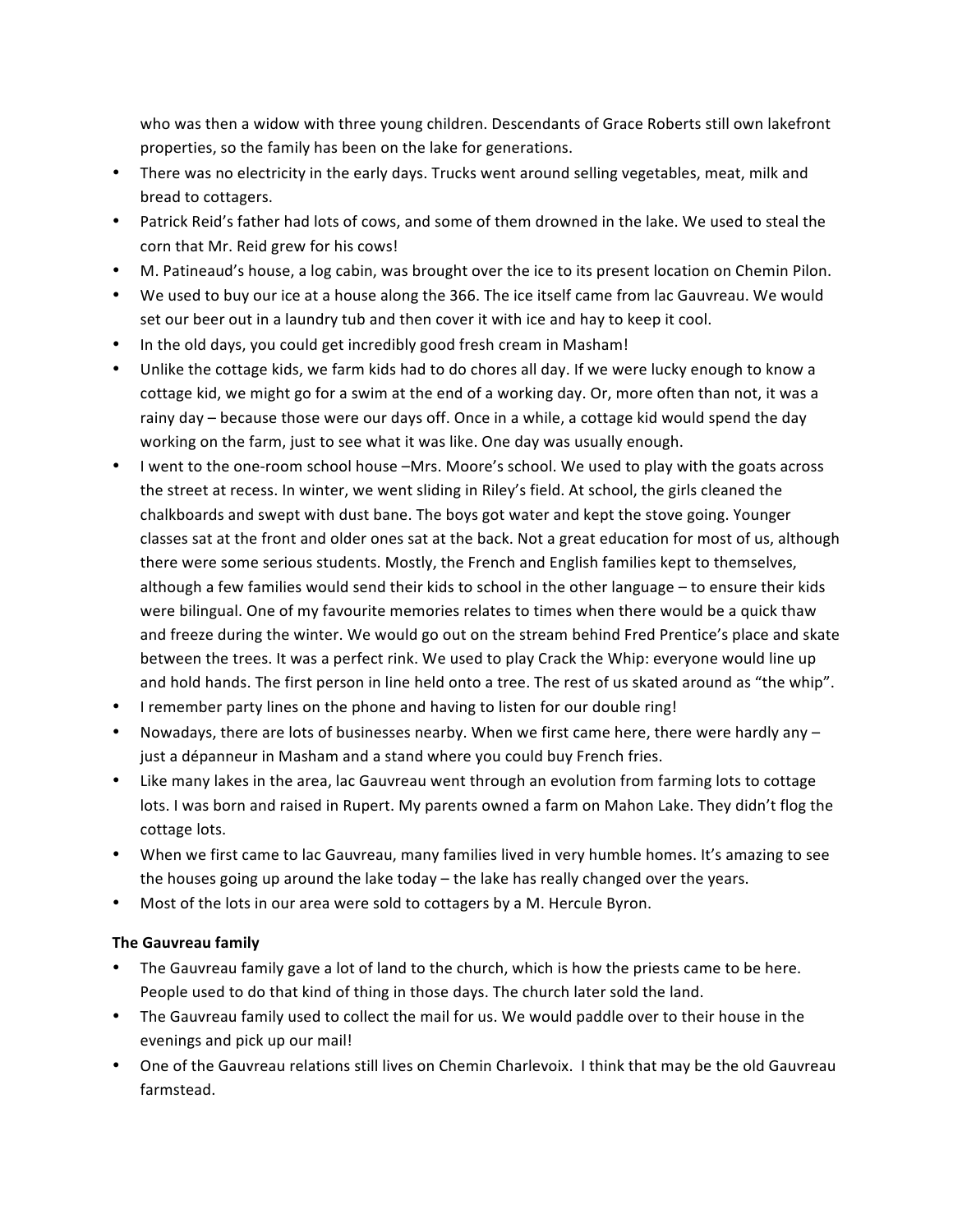who was then a widow with three young children. Descendants of Grace Roberts still own lakefront properties, so the family has been on the lake for generations.

- There was no electricity in the early days. Trucks went around selling vegetables, meat, milk and bread to cottagers.
- Patrick Reid's father had lots of cows, and some of them drowned in the lake. We used to steal the corn that Mr. Reid grew for his cows!
- M. Patineaud's house, a log cabin, was brought over the ice to its present location on Chemin Pilon.
- We used to buy our ice at a house along the 366. The ice itself came from lac Gauvreau. We would set our beer out in a laundry tub and then cover it with ice and hay to keep it cool.
- In the old days, you could get incredibly good fresh cream in Masham!
- Unlike the cottage kids, we farm kids had to do chores all day. If we were lucky enough to know a cottage kid, we might go for a swim at the end of a working day. Or, more often than not, it was a rainy day – because those were our days off. Once in a while, a cottage kid would spend the day working on the farm, just to see what it was like. One day was usually enough.
- I went to the one-room school house –Mrs. Moore's school. We used to play with the goats across the street at recess. In winter, we went sliding in Riley's field. At school, the girls cleaned the chalkboards and swept with dust bane. The boys got water and kept the stove going. Younger classes sat at the front and older ones sat at the back. Not a great education for most of us, although there were some serious students. Mostly, the French and English families kept to themselves, although a few families would send their kids to school in the other language – to ensure their kids were bilingual. One of my favourite memories relates to times when there would be a quick thaw and freeze during the winter. We would go out on the stream behind Fred Prentice's place and skate between the trees. It was a perfect rink. We used to play Crack the Whip: everyone would line up and hold hands. The first person in line held onto a tree. The rest of us skated around as "the whip".
- I remember party lines on the phone and having to listen for our double ring!
- Nowadays, there are lots of businesses nearby. When we first came here, there were hardly any – just a dépanneur in Masham and a stand where you could buy French fries.
- Like many lakes in the area, lac Gauvreau went through an evolution from farming lots to cottage lots. I was born and raised in Rupert. My parents owned a farm on Mahon Lake. They didn't flog the cottage lots.
- When we first came to lac Gauvreau, many families lived in very humble homes. It's amazing to see the houses going up around the lake today – the lake has really changed over the years.
- Most of the lots in our area were sold to cottagers by a M. Hercule Byron.

**The Gauvreau family**

- The Gauvreau family gave a lot of land to the church, which is how the priests came to be here. People used to do that kind of thing in those days. The church later sold the land.
- The Gauvreau family used to collect the mail for us. We would paddle over to their house in the evenings and pick up our mail!
- One of the Gauvreau relations still lives on Chemin Charlevoix. I think that may be the old Gauvreau farmstead.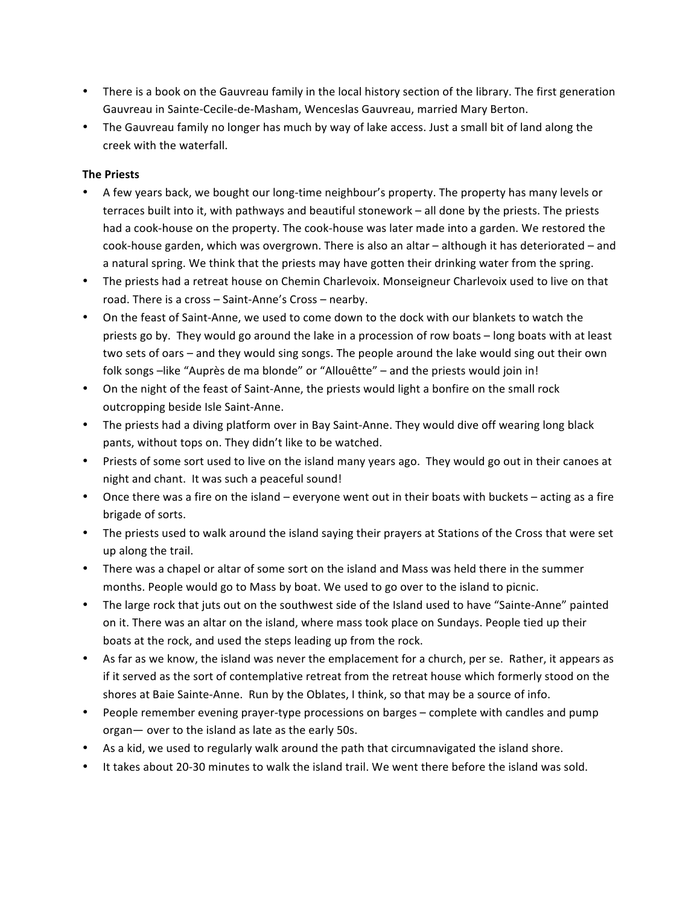- There is a book on the Gauvreau family in the local history section of the library. The first generation Gauvreau in Sainte-Cecile-de-Masham, Wenceslas Gauvreau, married Mary Berton.
- The Gauvreau family no longer has much by way of lake access. Just a small bit of land along the creek with the waterfall.

**The Priests**

- A few years back, we bought our long-time neighbour's property. The property has many levels or terraces built into it, with pathways and beautiful stonework – all done by the priests. The priests had a cook-house on the property. The cook-house was later made into a garden. We restored the cook-house garden, which was overgrown. There is also an altar – although it has deteriorated – and a natural spring. We think that the priests may have gotten their drinking water from the spring.
- The priests had a retreat house on Chemin Charlevoix. Monseigneur Charlevoix used to live on that road. There is a cross – Saint-Anne's Cross – nearby.
- On the feast of Saint-Anne, we used to come down to the dock with our blankets to watch the priests go by. They would go around the lake in a procession of row boats – long boats with at least two sets of oars – and they would sing songs. The people around the lake would sing out their own folk songs –like "Auprès de ma blonde" or "Allouêtte" – and the priests would join in!
- On the night of the feast of Saint-Anne, the priests would light a bonfire on the small rock outcropping beside Isle Saint-Anne.
- The priests had a diving platform over in Bay Saint-Anne. They would dive off wearing long black pants, without tops on. They didn't like to be watched.
- Priests of some sort used to live on the island many years ago. They would go out in their canoes at night and chant. It was such a peaceful sound!
- Once there was a fire on the island – everyone went out in their boats with buckets – acting as a fire brigade of sorts.
- The priests used to walk around the island saying their prayers at Stations of the Cross that were set up along the trail.
- There was a chapel or altar of some sort on the island and Mass was held there in the summer months. People would go to Mass by boat. We used to go over to the island to picnic.
- The large rock that juts out on the southwest side of the Island used to have "Sainte-Anne" painted on it. There was an altar on the island, where mass took place on Sundays. People tied up their boats at the rock, and used the steps leading up from the rock.
- As far as we know, the island was never the emplacement for a church, per se. Rather, it appears as if it served as the sort of contemplative retreat from the retreat house which formerly stood on the shores at Baie Sainte-Anne. Run by the Oblates, I think, so that may be a source of info.
- People remember evening prayer-type processions on barges – complete with candles and pump organ— over to the island as late as the early 50s.
- As a kid, we used to regularly walk around the path that circumnavigated the island shore.
- It takes about 20-30 minutes to walk the island trail. We went there before the island was sold.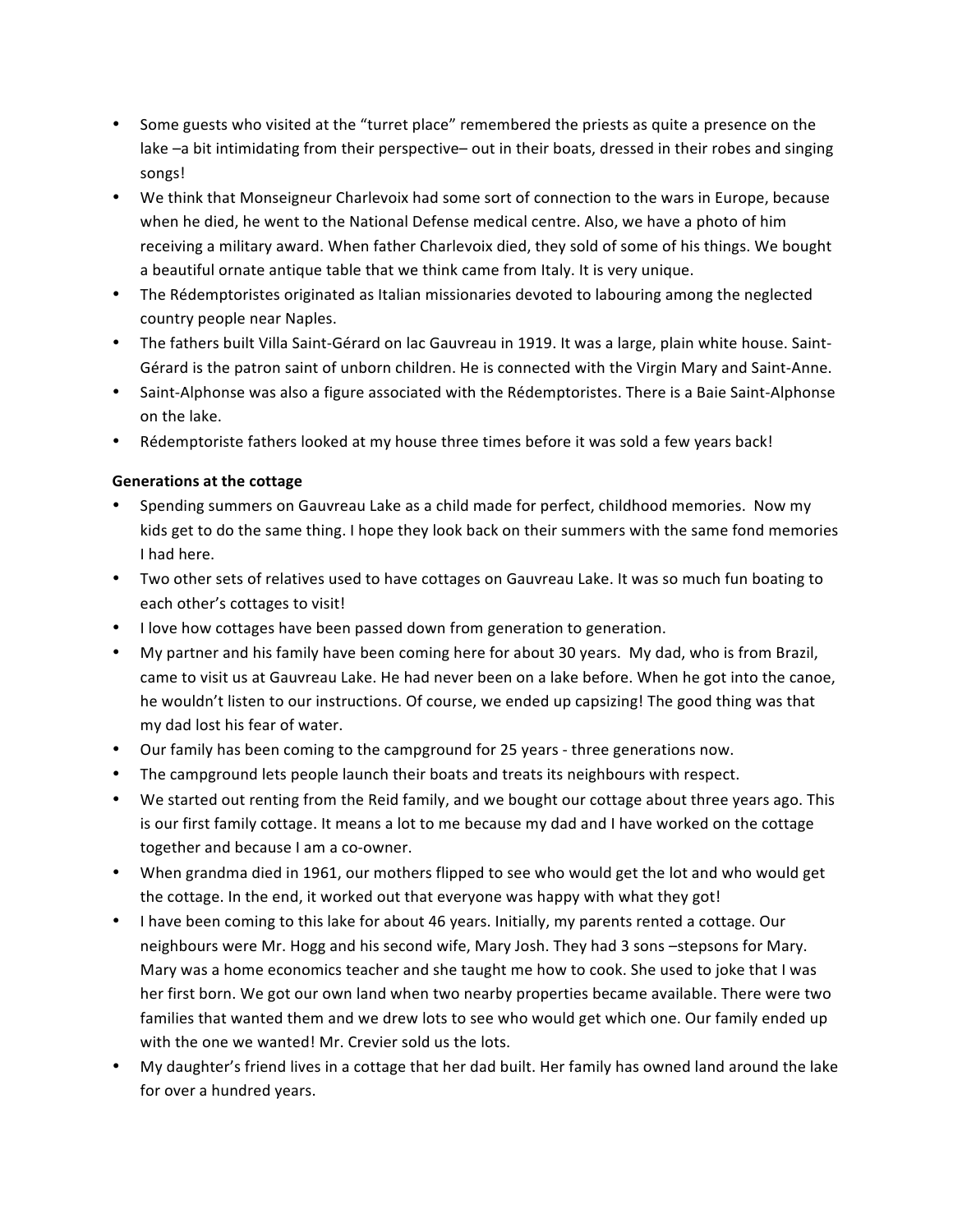- Some guests who visited at the "turret place" remembered the priests as quite a presence on the lake –a bit intimidating from their perspective– out in their boats, dressed in their robes and singing songs!
- We think that Monseigneur Charlevoix had some sort of connection to the wars in Europe, because when he died, he went to the National Defense medical centre. Also, we have a photo of him receiving a military award. When father Charlevoix died, they sold of some of his things. We bought a beautiful ornate antique table that we think came from Italy. It is very unique.
- The Rédemptoristes originated as Italian missionaries devoted to labouring among the neglected country people near Naples.
- The fathers built Villa Saint-Gérard on lac Gauvreau in 1919. It was a large, plain white house. Saint-Gérard is the patron saint of unborn children. He is connected with the Virgin Mary and Saint-Anne.
- Saint-Alphonse was also a figure associated with the Rédemptoristes. There is a Baie Saint-Alphonse on the lake.
- Rédemptoriste fathers looked at my house three times before it was sold a few years back!

**Generations at the cottage**

- Spending summers on Gauvreau Lake as a child made for perfect, childhood memories. Now my kids get to do the same thing. I hope they look back on their summers with the same fond memories I had here.
- Two other sets of relatives used to have cottages on Gauvreau Lake. It was so much fun boating to each other's cottages to visit!
- I love how cottages have been passed down from generation to generation.
- My partner and his family have been coming here for about 30 years. My dad, who is from Brazil, came to visit us at Gauvreau Lake. He had never been on a lake before. When he got into the canoe, he wouldn't listen to our instructions. Of course, we ended up capsizing! The good thing was that my dad lost his fear of water.
- Our family has been coming to the campground for 25 years - three generations now.
- The campground lets people launch their boats and treats its neighbours with respect.
- We started out renting from the Reid family, and we bought our cottage about three years ago. This is our first family cottage. It means a lot to me because my dad and I have worked on the cottage together and because I am a co-owner.
- When grandma died in 1961, our mothers flipped to see who would get the lot and who would get the cottage. In the end, it worked out that everyone was happy with what they got!
- I have been coming to this lake for about 46 years. Initially, my parents rented a cottage. Our neighbours were Mr. Hogg and his second wife, Mary Josh. They had 3 sons –stepsons for Mary. Mary was a home economics teacher and she taught me how to cook. She used to joke that I was her first born. We got our own land when two nearby properties became available. There were two families that wanted them and we drew lots to see who would get which one. Our family ended up with the one we wanted! Mr. Crevier sold us the lots.
- My daughter's friend lives in a cottage that her dad built. Her family has owned land around the lake for over a hundred years.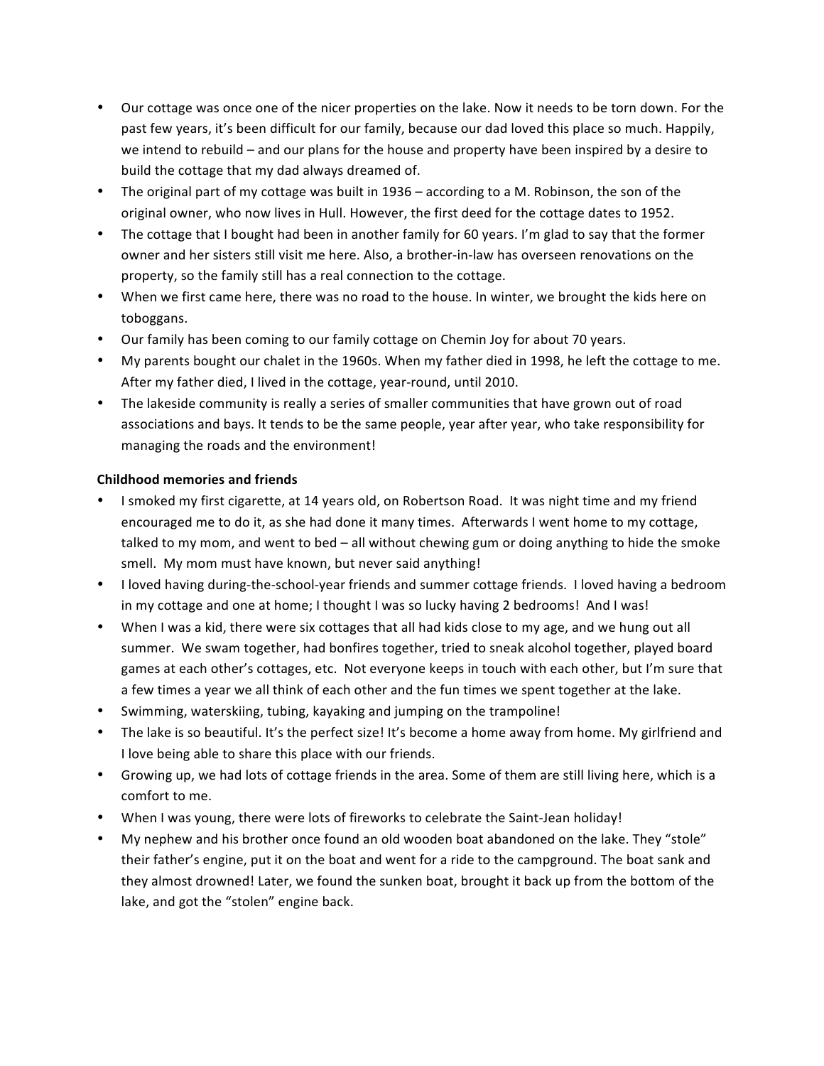- Our cottage was once one of the nicer properties on the lake. Now it needs to be torn down. For the past few years, it's been difficult for our family, because our dad loved this place so much. Happily, we intend to rebuild – and our plans for the house and property have been inspired by a desire to build the cottage that my dad always dreamed of.
- The original part of my cottage was built in 1936 – according to a M. Robinson, the son of the original owner, who now lives in Hull. However, the first deed for the cottage dates to 1952.
- The cottage that I bought had been in another family for 60 years. I'm glad to say that the former owner and her sisters still visit me here. Also, a brother-in-law has overseen renovations on the property, so the family still has a real connection to the cottage.
- When we first came here, there was no road to the house. In winter, we brought the kids here on toboggans.
- Our family has been coming to our family cottage on Chemin Joy for about 70 years.
- My parents bought our chalet in the 1960s. When my father died in 1998, he left the cottage to me. After my father died, I lived in the cottage, year-round, until 2010.
- The lakeside community is really a series of smaller communities that have grown out of road associations and bays. It tends to be the same people, year after year, who take responsibility for managing the roads and the environment!

**Childhood memories and friends**

- I smoked my first cigarette, at 14 years old, on Robertson Road. It was night time and my friend encouraged me to do it, as she had done it many times. Afterwards I went home to my cottage, talked to my mom, and went to bed – all without chewing gum or doing anything to hide the smoke smell. My mom must have known, but never said anything!
- I loved having during-the-school-year friends and summer cottage friends. I loved having a bedroom in my cottage and one at home; I thought I was so lucky having 2 bedrooms! And I was!
- When I was a kid, there were six cottages that all had kids close to my age, and we hung out all summer. We swam together, had bonfires together, tried to sneak alcohol together, played board games at each other's cottages, etc. Not everyone keeps in touch with each other, but I'm sure that a few times a year we all think of each other and the fun times we spent together at the lake.
- Swimming, waterskiing, tubing, kayaking and jumping on the trampoline!
- The lake is so beautiful. It's the perfect size! It's become a home away from home. My girlfriend and I love being able to share this place with our friends.
- Growing up, we had lots of cottage friends in the area. Some of them are still living here, which is a comfort to me.
- When I was young, there were lots of fireworks to celebrate the Saint-Jean holiday!
- My nephew and his brother once found an old wooden boat abandoned on the lake. They "stole" their father's engine, put it on the boat and went for a ride to the campground. The boat sank and they almost drowned! Later, we found the sunken boat, brought it back up from the bottom of the lake, and got the "stolen" engine back.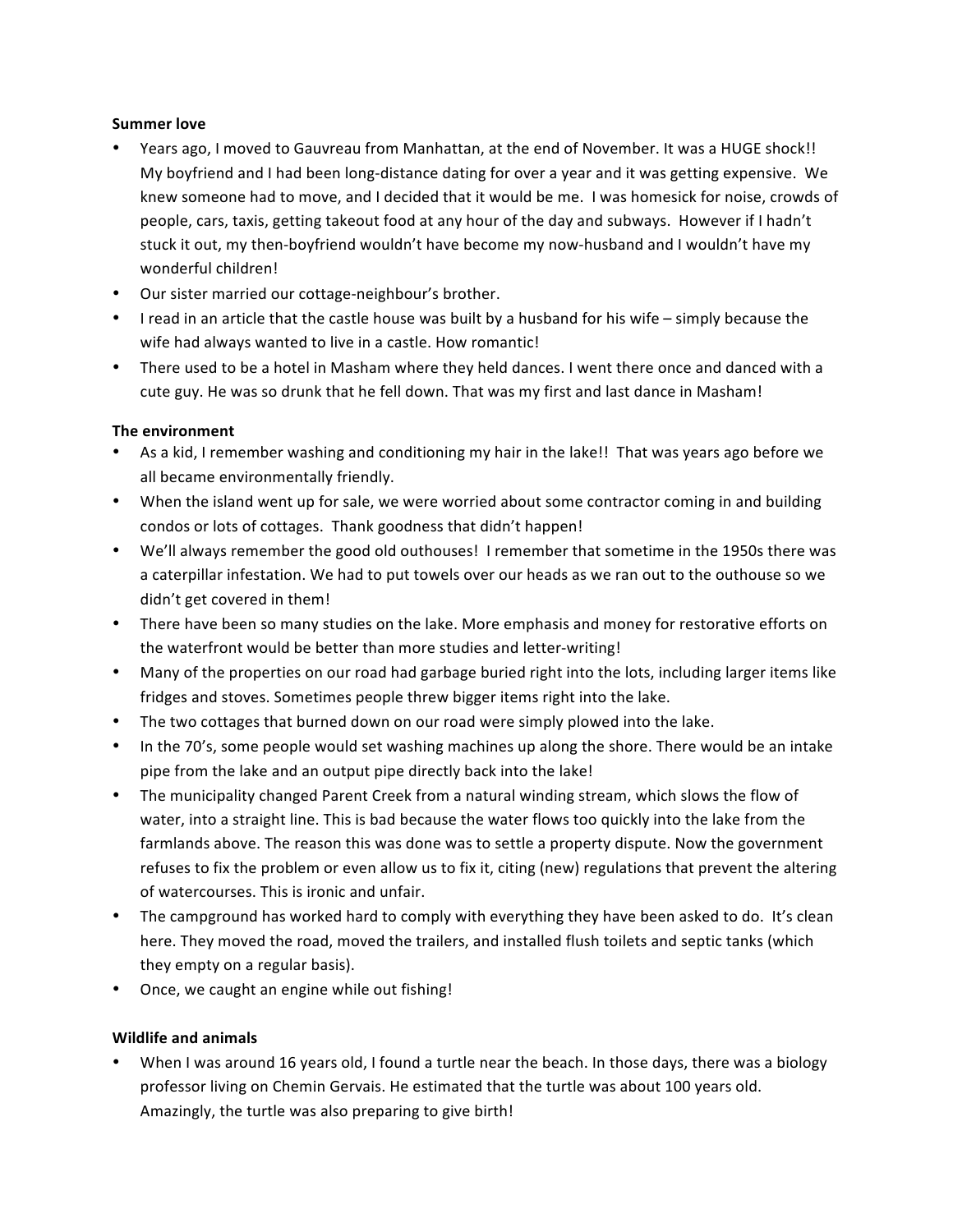**Summer love**

- Years ago, I moved to Gauvreau from Manhattan, at the end of November. It was a HUGE shock!! My boyfriend and I had been long-distance dating for over a year and it was getting expensive. We knew someone had to move, and I decided that it would be me. I was homesick for noise, crowds of people, cars, taxis, getting takeout food at any hour of the day and subways. However if I hadn't stuck it out, my then-boyfriend wouldn't have become my now-husband and I wouldn't have my wonderful children!
- Our sister married our cottage-neighbour's brother.
- I read in an article that the castle house was built by a husband for his wife – simply because the wife had always wanted to live in a castle. How romantic!
- There used to be a hotel in Masham where they held dances. I went there once and danced with a cute guy. He was so drunk that he fell down. That was my first and last dance in Masham!

**The environment**

- As a kid, I remember washing and conditioning my hair in the lake!! That was years ago before we all became environmentally friendly.
- When the island went up for sale, we were worried about some contractor coming in and building condos or lots of cottages. Thank goodness that didn't happen!
- We'll always remember the good old outhouses! I remember that sometime in the 1950s there was a caterpillar infestation. We had to put towels over our heads as we ran out to the outhouse so we didn't get covered in them!
- There have been so many studies on the lake. More emphasis and money for restorative efforts on the waterfront would be better than more studies and letter-writing!
- Many of the properties on our road had garbage buried right into the lots, including larger items like fridges and stoves. Sometimes people threw bigger items right into the lake.
- The two cottages that burned down on our road were simply plowed into the lake.
- In the 70's, some people would set washing machines up along the shore. There would be an intake pipe from the lake and an output pipe directly back into the lake!
- The municipality changed Parent Creek from a natural winding stream, which slows the flow of water, into a straight line. This is bad because the water flows too quickly into the lake from the farmlands above. The reason this was done was to settle a property dispute. Now the government refuses to fix the problem or even allow us to fix it, citing (new) regulations that prevent the altering of watercourses. This is ironic and unfair.
- The campground has worked hard to comply with everything they have been asked to do. It's clean here. They moved the road, moved the trailers, and installed flush toilets and septic tanks (which they empty on a regular basis).
- Once, we caught an engine while out fishing!

**Wildlife and animals**

- When I was around 16 years old, I found a turtle near the beach. In those days, there was a biology professor living on Chemin Gervais. He estimated that the turtle was about 100 years old. Amazingly, the turtle was also preparing to give birth!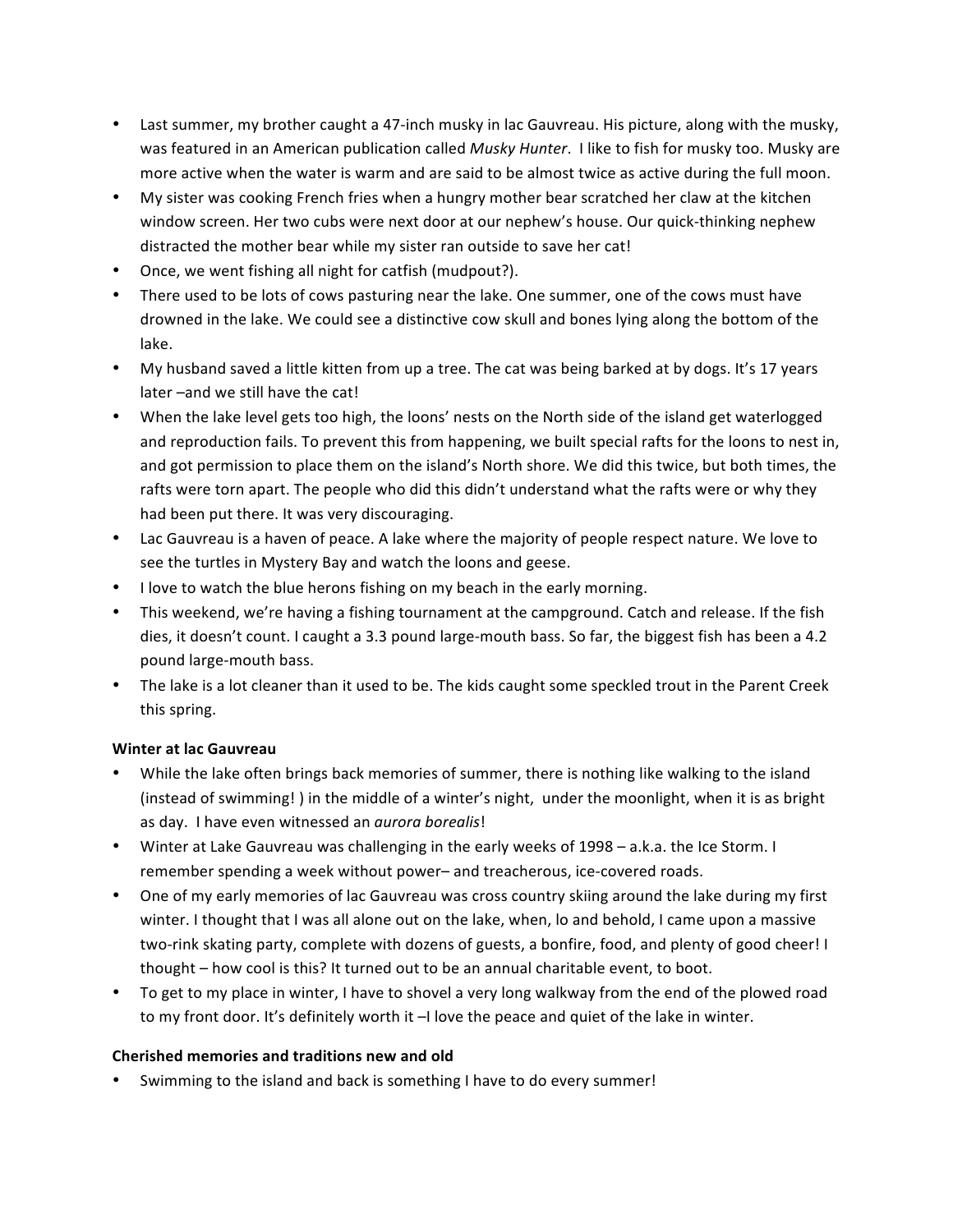- Last summer, my brother caught a 47-inch musky in lac Gauvreau. His picture, along with the musky, was featured in an American publication called *Musky Hunter*. I like to fish for musky too. Musky are more active when the water is warm and are said to be almost twice as active during the full moon.
- My sister was cooking French fries when a hungry mother bear scratched her claw at the kitchen window screen. Her two cubs were next door at our nephew's house. Our quick-thinking nephew distracted the mother bear while my sister ran outside to save her cat!
- Once, we went fishing all night for catfish (mudpout?).
- There used to be lots of cows pasturing near the lake. One summer, one of the cows must have drowned in the lake. We could see a distinctive cow skull and bones lying along the bottom of the lake.
- My husband saved a little kitten from up a tree. The cat was being barked at by dogs. It's 17 years later –and we still have the cat!
- When the lake level gets too high, the loons' nests on the North side of the island get waterlogged and reproduction fails. To prevent this from happening, we built special rafts for the loons to nest in, and got permission to place them on the island's North shore. We did this twice, but both times, the rafts were torn apart. The people who did this didn't understand what the rafts were or why they had been put there. It was very discouraging.
- Lac Gauvreau is a haven of peace. A lake where the majority of people respect nature. We love to see the turtles in Mystery Bay and watch the loons and geese.
- I love to watch the blue herons fishing on my beach in the early morning.
- This weekend, we're having a fishing tournament at the campground. Catch and release. If the fish dies, it doesn't count. I caught a 3.3 pound large-mouth bass. So far, the biggest fish has been a 4.2 pound large-mouth bass.
- The lake is a lot cleaner than it used to be. The kids caught some speckled trout in the Parent Creek this spring.

**Winter at lac Gauvreau**

- While the lake often brings back memories of summer, there is nothing like walking to the island (instead of swimming! ) in the middle of a winter's night, under the moonlight, when it is as bright as day. I have even witnessed an *aurora borealis*!
- Winter at Lake Gauvreau was challenging in the early weeks of 1998 – a.k.a. the Ice Storm. I remember spending a week without power– and treacherous, ice-covered roads.
- One of my early memories of lac Gauvreau was cross country skiing around the lake during my first winter. I thought that I was all alone out on the lake, when, lo and behold, I came upon a massive two-rink skating party, complete with dozens of guests, a bonfire, food, and plenty of good cheer! I thought – how cool is this? It turned out to be an annual charitable event, to boot.
- To get to my place in winter, I have to shovel a very long walkway from the end of the plowed road to my front door. It's definitely worth it –I love the peace and quiet of the lake in winter.

**Cherished memories and traditions new and old**

- Swimming to the island and back is something I have to do every summer!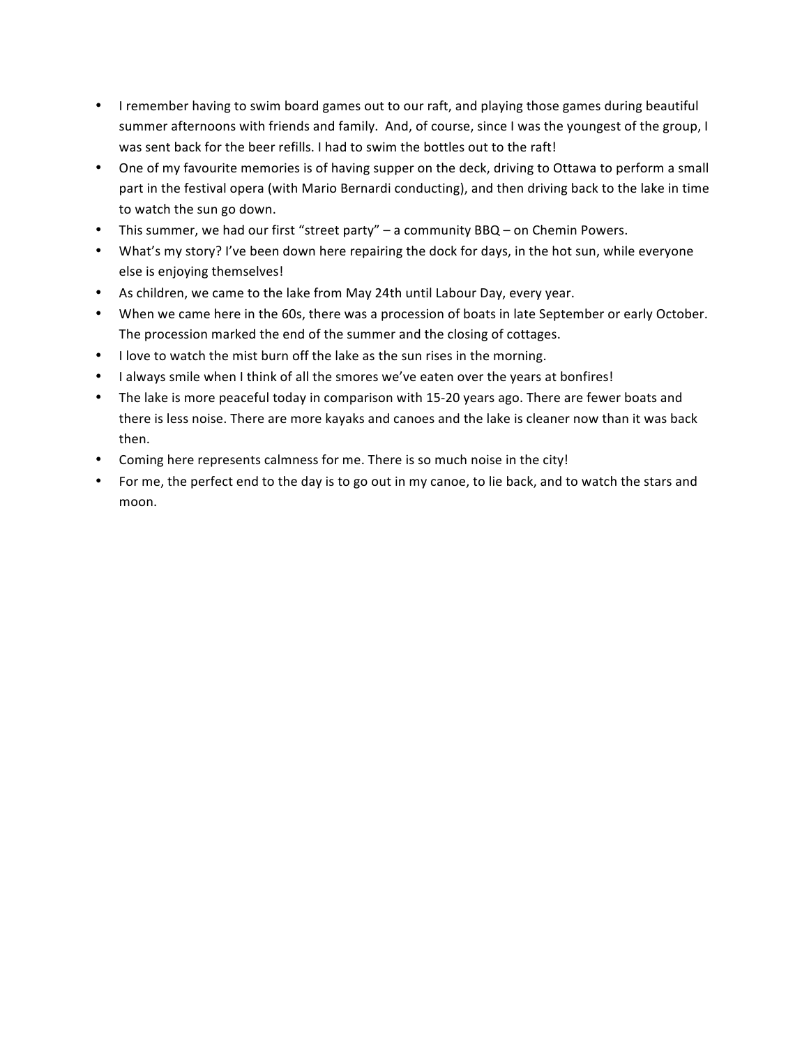- I remember having to swim board games out to our raft, and playing those games during beautiful summer afternoons with friends and family. And, of course, since I was the youngest of the group, I was sent back for the beer refills. I had to swim the bottles out to the raft!
- One of my favourite memories is of having supper on the deck, driving to Ottawa to perform a small part in the festival opera (with Mario Bernardi conducting), and then driving back to the lake in time to watch the sun go down.
- This summer, we had our first "street party" – a community BBQ – on Chemin Powers.
- What's my story? I've been down here repairing the dock for days, in the hot sun, while everyone else is enjoying themselves!
- As children, we came to the lake from May 24th until Labour Day, every year.
- When we came here in the 60s, there was a procession of boats in late September or early October. The procession marked the end of the summer and the closing of cottages.
- I love to watch the mist burn off the lake as the sun rises in the morning.
- I always smile when I think of all the smores we've eaten over the years at bonfires!
- The lake is more peaceful today in comparison with 15-20 years ago. There are fewer boats and there is less noise. There are more kayaks and canoes and the lake is cleaner now than it was back then.
- Coming here represents calmness for me. There is so much noise in the city!
- For me, the perfect end to the day is to go out in my canoe, to lie back, and to watch the stars and moon.